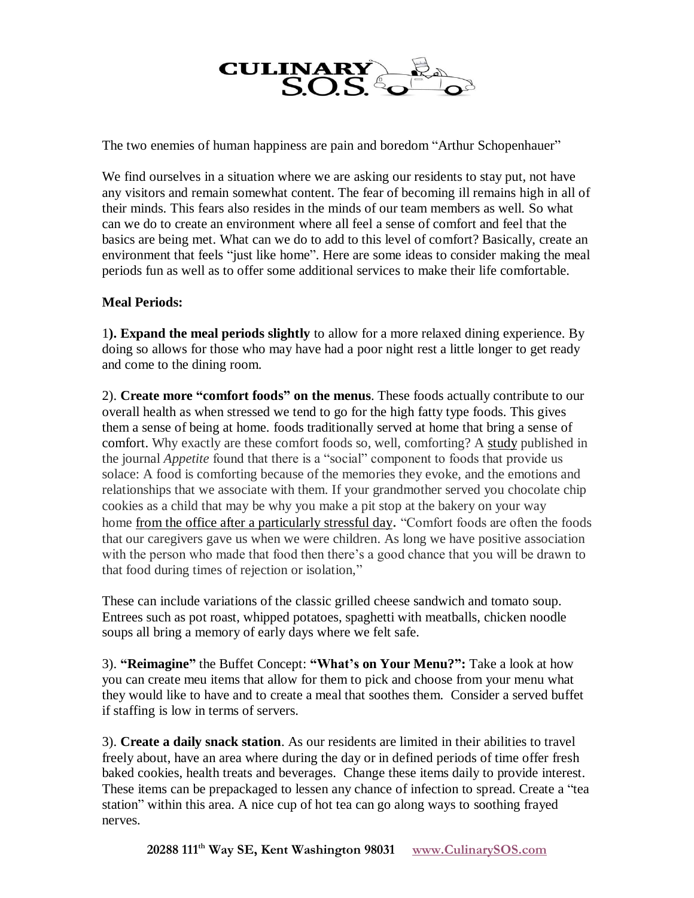CULINARY S.O.S.

The two enemies of human happiness are pain and boredom "Arthur Schopenhauer"

We find ourselves in a situation where we are asking our residents to stay put, not have any visitors and remain somewhat content. The fear of becoming ill remains high in all of their minds. This fears also resides in the minds of our team members as well. So what can we do to create an environment where all feel a sense of comfort and feel that the basics are being met. What can we do to add to this level of comfort? Basically, create an environment that feels "just like home". Here are some ideas to consider making the meal periods fun as well as to offer some additional services to make their life comfortable.

**Meal Periods:**

1**). Expand the meal periods slightly** to allow for a more relaxed dining experience. By doing so allows for those who may have had a poor night rest a little longer to get ready and come to the dining room.

2). **Create more "comfort foods" on the menus**. These foods actually contribute to our overall health as when stressed we tend to go for the high fatty type foods. This gives them a sense of being at home. foods traditionally served at home that bring a sense of comfort. Why exactly are these comfort foods so, well, comforting? A study published in the journal *Appetite* found that there is a "social" component to foods that provide us solace: A food is comforting because of the memories they evoke, and the emotions and relationships that we associate with them. If your grandmother served you chocolate chip cookies as a child that may be why you make a pit stop at the bakery on your way home from the office after a particularly stressful day. "Comfort foods are often the foods that our caregivers gave us when we were children. As long we have positive association with the person who made that food then there's a good chance that you will be drawn to that food during times of rejection or isolation,"

These can include variations of the classic grilled cheese sandwich and tomato soup. Entrees such as pot roast, whipped potatoes, spaghetti with meatballs, chicken noodle soups all bring a memory of early days where we felt safe.

3). **"Reimagine"** the Buffet Concept: **"What's on Your Menu?":** Take a look at how you can create meu items that allow for them to pick and choose from your menu what they would like to have and to create a meal that soothes them. Consider a served buffet if staffing is low in terms of servers.

3). **Create a daily snack station**. As our residents are limited in their abilities to travel freely about, have an area where during the day or in defined periods of time offer fresh baked cookies, health treats and beverages. Change these items daily to provide interest. These items can be prepackaged to lessen any chance of infection to spread. Create a "tea station" within this area. A nice cup of hot tea can go along ways to soothing frayed nerves.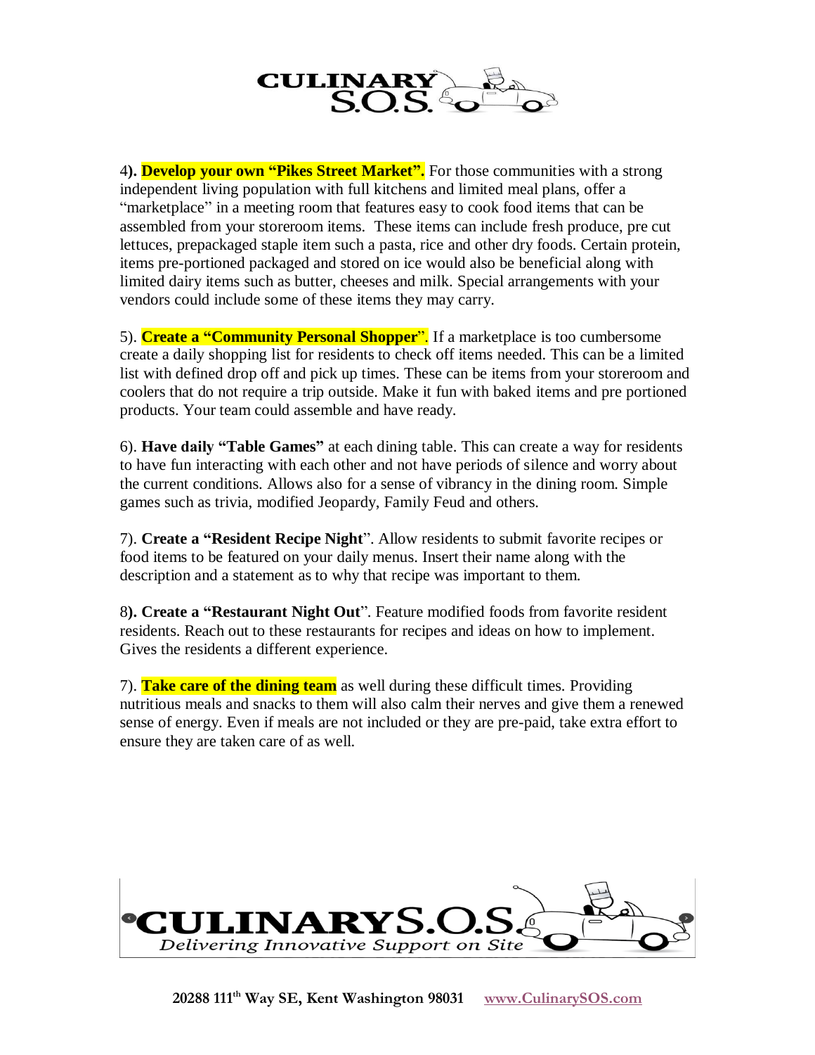4**). Develop your own "Pikes Street Market".** For those communities with a strong independent living population with full kitchens and limited meal plans, offer a "marketplace" in a meeting room that features easy to cook food items that can be assembled from your storeroom items. These items can include fresh produce, pre cut lettuces, prepackaged staple item such a pasta, rice and other dry foods. Certain protein, items pre-portioned packaged and stored on ice would also be beneficial along with limited dairy items such as butter, cheeses and milk. Special arrangements with your vendors could include some of these items they may carry.

5). **Create a "Community Personal Shopper**". If a marketplace is too cumbersome create a daily shopping list for residents to check off items needed. This can be a limited list with defined drop off and pick up times. These can be items from your storeroom and coolers that do not require a trip outside. Make it fun with baked items and pre portioned products. Your team could assemble and have ready.

6). **Have daily "Table Games"** at each dining table. This can create a way for residents to have fun interacting with each other and not have periods of silence and worry about the current conditions. Allows also for a sense of vibrancy in the dining room. Simple games such as trivia, modified Jeopardy, Family Feud and others.

7). **Create a "Resident Recipe Night**". Allow residents to submit favorite recipes or food items to be featured on your daily menus. Insert their name along with the description and a statement as to why that recipe was important to them.

8**). Create a "Restaurant Night Out**". Feature modified foods from favorite resident residents. Reach out to these restaurants for recipes and ideas on how to implement. Gives the residents a different experience.

7). **Take care of the dining team** as well during these difficult times. Providing nutritious meals and snacks to them will also calm their nerves and give them a renewed sense of energy. Even if meals are not included or they are pre-paid, take extra effort to ensure they are taken care of as well.